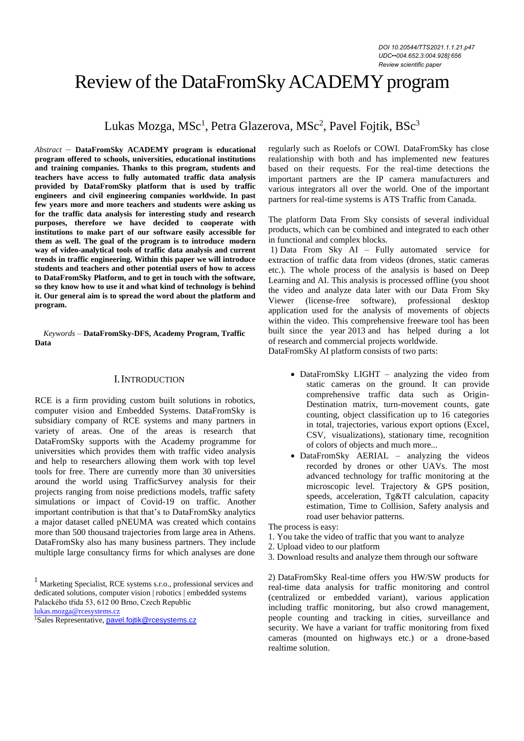DOI 10.20544/TTS2021.1.1.21.p47
UDC••004.652.3:004.928]:656
Review scientific paper

# Review of the DataFromSky ACADEMY program

Lukas Mozga, MSc[1], Petra Glazerova, MSc[2], Pavel Fojtik, BSc[3]

*Abstract* – **DataFromSky ACADEMY program is educational program offered to schools, universities, educational institutions and training companies. Thanks to this program, students and teachers have access to fully automated traffic data analysis provided by DataFromSky platform that is used by traffic engineers and civil engineering companies worldwide. In past few years more and more teachers and students were asking us for the traffic data analysis for interesting study and research purposes, therefore we have decided to cooperate with institutions to make part of our software easily accessible for them as well. The goal of the program is to introduce modern way of video-analytical tools of traffic data analysis and current trends in traffic engineering. Within this paper we will introduce students and teachers and other potential users of how to access to DataFromSky Platform, and to get in touch with the software, so they know how to use it and what kind of technology is behind it. Our general aim is to spread the word about the platform and program.**

*Keywords* – **DataFromSky-DFS, Academy Program, Traffic Data**

## I. INTRODUCTION

RCE is a firm providing custom built solutions in robotics, computer vision and Embedded Systems. DataFromSky is subsidiary company of RCE systems and many partners in variety of areas. One of the areas is research that DataFromSky supports with the Academy programme for universities which provides them with traffic video analysis and help to researchers allowing them work with top level tools for free. There are currently more than 30 universities around the world using TrafficSurvey analysis for their projects ranging from noise predictions models, traffic safety simulations or impact of Covid-19 on traffic. Another important contribution is that that's to DataFromSky analytics a major dataset called pNEUMA was created which contains more than 500 thousand trajectories from large area in Athens. DataFromSky also has many business partners. They include multiple large consultancy firms for which analyses are done regularly such as Roelofs or COWI. DataFromSky has close realationship with both and has implemented new features based on their requests. For the real-time detections the important partners are the IP camera manufacturers and various integrators all over the world. One of the important partners for real-time systems is ATS Traffic from Canada.

The platform Data From Sky consists of several individual products, which can be combined and integrated to each other in functional and complex blocks.

1) Data From Sky AI – Fully automated service for extraction of traffic data from videos (drones, static cameras etc.). The whole process of the analysis is based on Deep Learning and AI. This analysis is processed offline (you shoot the video and analyze data later with our Data From Sky Viewer (license-free software), professional desktop application used for the analysis of movements of objects within the video. This comprehensive freeware tool has been built since the year 2013 and has helped during a lot of research and commercial projects worldwide.
DataFromSky AI platform consists of two parts:

- DataFromSky LIGHT – analyzing the video from static cameras on the ground. It can provide comprehensive traffic data such as Origin-Destination matrix, turn-movement counts, gate counting, object classification up to 16 categories in total, trajectories, various export options (Excel, CSV, visualizations), stationary time, recognition of colors of objects and much more...
- DataFromSky AERIAL – analyzing the videos recorded by drones or other UAVs. The most advanced technology for traffic monitoring at the microscopic level. Trajectory & GPS position, speeds, acceleration, Tg&Tf calculation, capacity estimation, Time to Collision, Safety analysis and road user behavior patterns.

The process is easy:
1. You take the video of traffic that you want to analyze
2. Upload video to our platform
3. Download results and analyze them through our software

2) DataFromSky Real-time offers you HW/SW products for real-time data analysis for traffic monitoring and control (centralized or embedded variant), various application including traffic monitoring, but also crowd management, people counting and tracking in cities, surveillance and security. We have a variant for traffic monitoring from fixed cameras (mounted on highways etc.) or a drone-based realtime solution.

[1] Marketing Specialist, RCE systems s.r.o., professional services and dedicated solutions, computer vision | robotics | embedded systems Palackého třída 53, 612 00 Brno, Czech Republic lukas.mozga@rcesystems.cz

[1]Sales Representative, pavel.fojtik@rcesystems.cz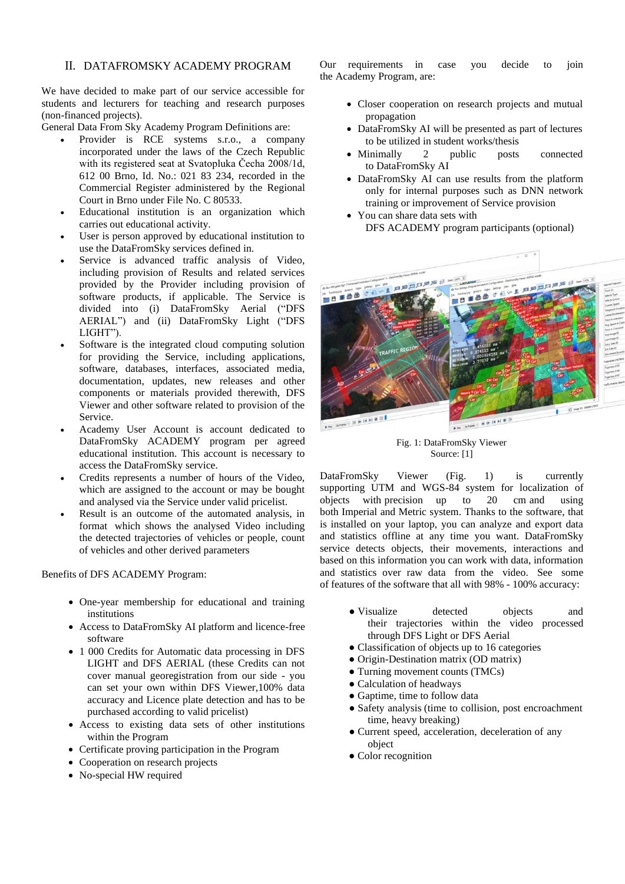## II. DATAFROMSKY ACADEMY PROGRAM

We have decided to make part of our service accessible for students and lecturers for teaching and research purposes (non-financed projects).

General Data From Sky Academy Program Definitions are:

- Provider is RCE systems s.r.o., a company incorporated under the laws of the Czech Republic with its registered seat at Svatopluka Čecha 2008/1d, 612 00 Brno, Id. No.: 021 83 234, recorded in the Commercial Register administered by the Regional Court in Brno under File No. C 80533.
- Educational institution is an organization which carries out educational activity.
- User is person approved by educational institution to use the DataFromSky services defined in.
- Service is advanced traffic analysis of Video, including provision of Results and related services provided by the Provider including provision of software products, if applicable. The Service is divided into (i) DataFromSky Aerial ("DFS AERIAL") and (ii) DataFromSky Light ("DFS LIGHT").
- Software is the integrated cloud computing solution for providing the Service, including applications, software, databases, interfaces, associated media, documentation, updates, new releases and other components or materials provided therewith, DFS Viewer and other software related to provision of the Service.
- Academy User Account is account dedicated to DataFromSky ACADEMY program per agreed educational institution. This account is necessary to access the DataFromSky service.
- Credits represents a number of hours of the Video, which are assigned to the account or may be bought and analysed via the Service under valid pricelist.
- Result is an outcome of the automated analysis, in format which shows the analysed Video including the detected trajectories of vehicles or people, count of vehicles and other derived parameters

Benefits of DFS ACADEMY Program:

- One-year membership for educational and training institutions
- Access to DataFromSky AI platform and licence-free software
- 1 000 Credits for Automatic data processing in DFS LIGHT and DFS AERIAL (these Credits can not cover manual georegistration from our side - you can set your own within DFS Viewer,100% data accuracy and Licence plate detection and has to be purchased according to valid pricelist)
- Access to existing data sets of other institutions within the Program
- Certificate proving participation in the Program
- Cooperation on research projects
- No-special HW required

Our requirements in case you decide to join the Academy Program, are:

- Closer cooperation on research projects and mutual propagation
- DataFromSky AI will be presented as part of lectures to be utilized in student works/thesis
- Minimally 2 public posts connected to DataFromSky AI
- DataFromSky AI can use results from the platform only for internal purposes such as DNN network training or improvement of Service provision
- You can share data sets with DFS ACADEMY program participants (optional)

Fig. 1: DataFromSky Viewer
Source: [1]

DataFromSky Viewer (Fig. 1) is currently supporting UTM and WGS-84 system for localization of objects with precision up to 20 cm and using both Imperial and Metric system. Thanks to the software, that is installed on your laptop, you can analyze and export data and statistics offline at any time you want. DataFromSky service detects objects, their movements, interactions and based on this information you can work with data, information and statistics over raw data from the video. See some of features of the software that all with 98% - 100% accuracy:

- Visualize detected objects and their trajectories within the video processed through DFS Light or DFS Aerial
- Classification of objects up to 16 categories
- Origin-Destination matrix (OD matrix)
- Turning movement counts (TMCs)
- Calculation of headways
- Gaptime, time to follow data
- Safety analysis (time to collision, post encroachment time, heavy breaking)
- Current speed, acceleration, deceleration of any object
- Color recognition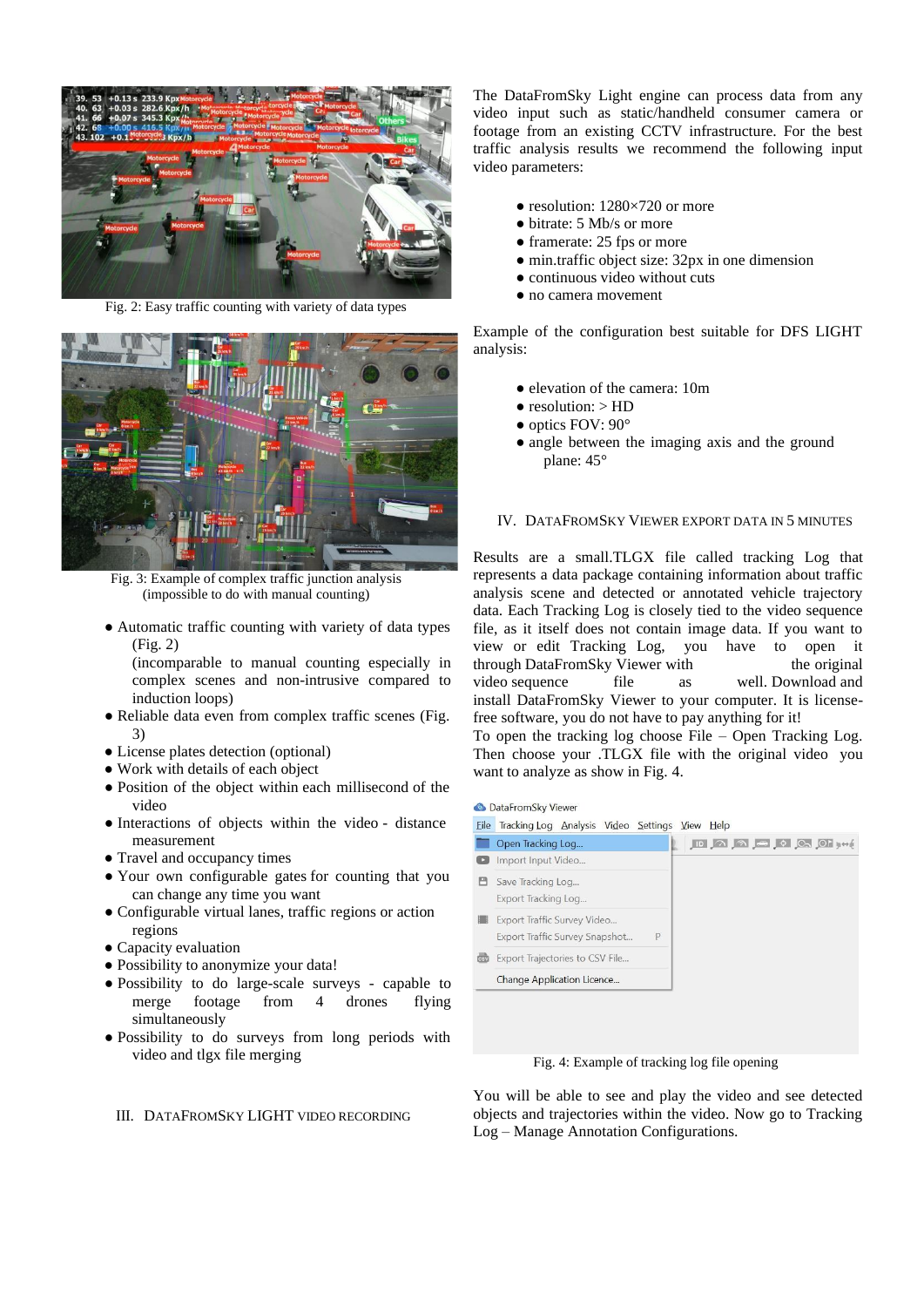Fig. 2: Easy traffic counting with variety of data types

Fig. 3: Example of complex traffic junction analysis (impossible to do with manual counting)

- Automatic traffic counting with variety of data types (Fig. 2) (incomparable to manual counting especially in complex scenes and non-intrusive compared to induction loops)
- Reliable data even from complex traffic scenes (Fig. 3)
- License plates detection (optional)
- Work with details of each object
- Position of the object within each millisecond of the video
- Interactions of objects within the video - distance measurement
- Travel and occupancy times
- Your own configurable gates for counting that you can change any time you want
- Configurable virtual lanes, traffic regions or action regions
- Capacity evaluation
- Possibility to anonymize your data!
- Possibility to do large-scale surveys - capable to merge footage from 4 drones flying simultaneously
- Possibility to do surveys from long periods with video and tlgx file merging

## III. DataFromSky Light Video Recording

The DataFromSky Light engine can process data from any video input such as static/handheld consumer camera or footage from an existing CCTV infrastructure. For the best traffic analysis results we recommend the following input video parameters:

- resolution: 1280×720 or more
- bitrate: 5 Mb/s or more
- framerate: 25 fps or more
- min.traffic object size: 32px in one dimension
- continuous video without cuts
- no camera movement

Example of the configuration best suitable for DFS LIGHT analysis:

- elevation of the camera: 10m
- resolution: > HD
- optics FOV: 90°
- angle between the imaging axis and the ground plane: 45°

## IV. DataFromSky Viewer Export Data in 5 Minutes

Results are a small.TLGX file called tracking Log that represents a data package containing information about traffic analysis scene and detected or annotated vehicle trajectory data. Each Tracking Log is closely tied to the video sequence file, as it itself does not contain image data. If you want to view or edit Tracking Log, you have to open it through DataFromSky Viewer with the original video sequence file as well. Download and install DataFromSky Viewer to your computer. It is license-free software, you do not have to pay anything for it!
To open the tracking log choose File – Open Tracking Log. Then choose your .TLGX file with the original video you want to analyze as show in Fig. 4.

Fig. 4: Example of tracking log file opening

You will be able to see and play the video and see detected objects and trajectories within the video. Now go to Tracking Log – Manage Annotation Configurations.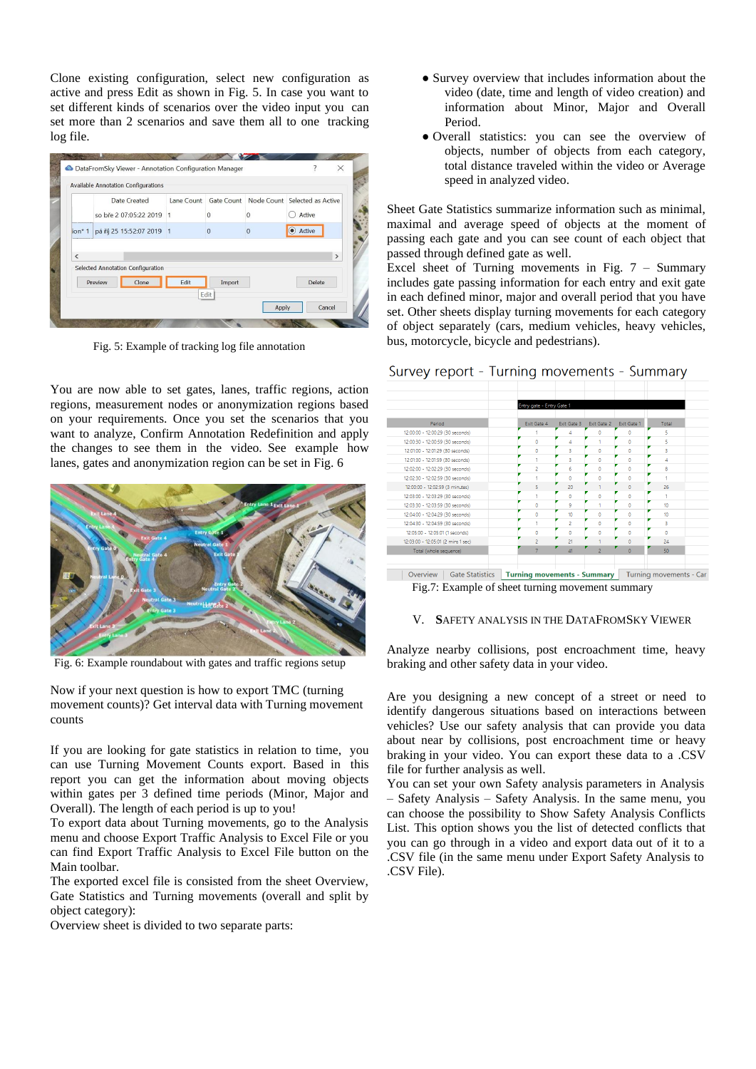Clone existing configuration, select new configuration as active and press Edit as shown in Fig. 5. In case you want to set different kinds of scenarios over the video input you can set more than 2 scenarios and save them all to one tracking log file.

Fig. 5: Example of tracking log file annotation

You are now able to set gates, lanes, traffic regions, action regions, measurement nodes or anonymization regions based on your requirements. Once you set the scenarios that you want to analyze, Confirm Annotation Redefinition and apply the changes to see them in the video. See example how lanes, gates and anonymization region can be set in Fig. 6

Fig. 6: Example roundabout with gates and traffic regions setup

Now if your next question is how to export TMC (turning movement counts)? Get interval data with Turning movement counts

If you are looking for gate statistics in relation to time, you can use Turning Movement Counts export. Based in this report you can get the information about moving objects within gates per 3 defined time periods (Minor, Major and Overall). The length of each period is up to you!
To export data about Turning movements, go to the Analysis menu and choose Export Traffic Analysis to Excel File or you can find Export Traffic Analysis to Excel File button on the Main toolbar.
The exported excel file is consisted from the sheet Overview, Gate Statistics and Turning movements (overall and split by object category):
Overview sheet is divided to two separate parts:

- Survey overview that includes information about the video (date, time and length of video creation) and information about Minor, Major and Overall Period.
- Overall statistics: you can see the overview of objects, number of objects from each category, total distance traveled within the video or Average speed in analyzed video.

Sheet Gate Statistics summarize information such as minimal, maximal and average speed of objects at the moment of passing each gate and you can see count of each object that passed through defined gate as well.
Excel sheet of Turning movements in Fig. 7 – Summary includes gate passing information for each entry and exit gate in each defined minor, major and overall period that you have set. Other sheets display turning movements for each category of object separately (cars, medium vehicles, heavy vehicles, bus, motorcycle, bicycle and pedestrians).

Survey report - Turning movements - Summary

| Period | Exit Gate 4 | Exit Gate 3 | Exit Gate 2 | Exit Gate 1 | Total |
|---|---|---|---|---|---|
| | Entry gate - Entry Gate 1 | | | | |
| 12:00:00 - 12:00:29 (30 seconds) | 1 | 4 | 0 | 0 | 5 |
| 12:00:30 - 12:00:59 (30 seconds) | 0 | 4 | 1 | 0 | 5 |
| 12:01:00 - 12:01:29 (30 seconds) | 0 | 3 | 0 | 0 | 3 |
| 12:01:30 - 12:01:59 (30 seconds) | 1 | 3 | 0 | 0 | 4 |
| 12:02:00 - 12:02:29 (30 seconds) | 2 | 6 | 0 | 0 | 8 |
| 12:02:30 - 12:02:59 (30 seconds) | 1 | 0 | 0 | 0 | 1 |
| 12:00:00 - 12:02:59 (3 minutes) | 5 | 20 | 1 | 0 | 26 |
| 12:03:00 - 12:03:29 (30 seconds) | 1 | 0 | 0 | 0 | 1 |
| 12:03:30 - 12:03:59 (30 seconds) | 0 | 9 | 1 | 0 | 10 |
| 12:04:00 - 12:04:29 (30 seconds) | 0 | 10 | 0 | 0 | 10 |
| 12:04:30 - 12:04:59 (30 seconds) | 1 | 2 | 0 | 0 | 3 |
| 12:05:00 - 12:05:01 (1 seconds) | 0 | 0 | 0 | 0 | 0 |
| 12:03:00 - 12:05:01 (2 mins 1 sec) | 2 | 21 | 1 | 0 | 24 |
| Total (whole sequence) | 7 | 41 | 2 | 0 | 50 |

Overview | Gate Statistics | Turning movements - Summary | Turning movements - Car

Fig.7: Example of sheet turning movement summary

## V. Safety Analysis in the DataFromSky Viewer

Analyze nearby collisions, post encroachment time, heavy braking and other safety data in your video.

Are you designing a new concept of a street or need to identify dangerous situations based on interactions between vehicles? Use our safety analysis that can provide you data about near by collisions, post encroachment time or heavy braking in your video. You can export these data to a .CSV file for further analysis as well.
You can set your own Safety analysis parameters in Analysis – Safety Analysis – Safety Analysis. In the same menu, you can choose the possibility to Show Safety Analysis Conflicts List. This option shows you the list of detected conflicts that you can go through in a video and export data out of it to a .CSV file (in the same menu under Export Safety Analysis to .CSV File).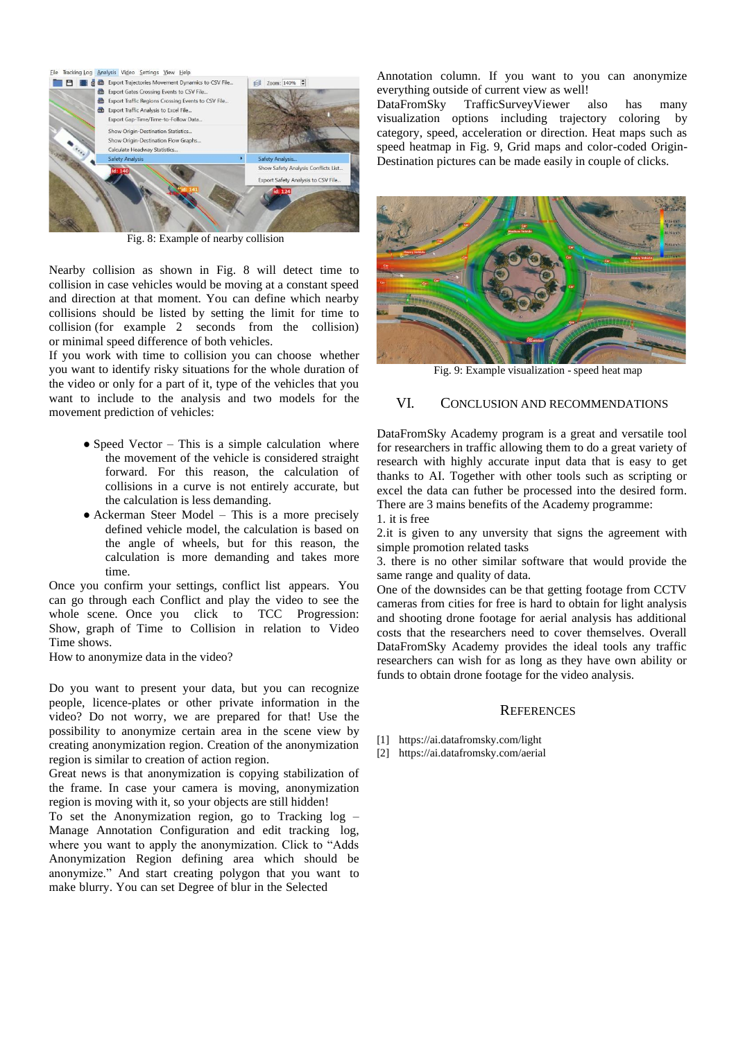Fig. 8: Example of nearby collision

Nearby collision as shown in Fig. 8 will detect time to collision in case vehicles would be moving at a constant speed and direction at that moment. You can define which nearby collisions should be listed by setting the limit for time to collision (for example 2 seconds from the collision) or minimal speed difference of both vehicles.

If you work with time to collision you can choose whether you want to identify risky situations for the whole duration of the video or only for a part of it, type of the vehicles that you want to include to the analysis and two models for the movement prediction of vehicles:

- Speed Vector – This is a simple calculation where the movement of the vehicle is considered straight forward. For this reason, the calculation of collisions in a curve is not entirely accurate, but the calculation is less demanding.
- Ackerman Steer Model – This is a more precisely defined vehicle model, the calculation is based on the angle of wheels, but for this reason, the calculation is more demanding and takes more time.

Once you confirm your settings, conflict list appears. You can go through each Conflict and play the video to see the whole scene. Once you click to TCC Progression: Show, graph of Time to Collision in relation to Video Time shows.

How to anonymize data in the video?

Do you want to present your data, but you can recognize people, licence-plates or other private information in the video? Do not worry, we are prepared for that! Use the possibility to anonymize certain area in the scene view by creating anonymization region. Creation of the anonymization region is similar to creation of action region.

Great news is that anonymization is copying stabilization of the frame. In case your camera is moving, anonymization region is moving with it, so your objects are still hidden!

To set the Anonymization region, go to Tracking log – Manage Annotation Configuration and edit tracking log, where you want to apply the anonymization. Click to "Adds Anonymization Region defining area which should be anonymize." And start creating polygon that you want to make blurry. You can set Degree of blur in the Selected Annotation column. If you want to you can anonymize everything outside of current view as well!

DataFromSky TrafficSurveyViewer also has many visualization options including trajectory coloring by category, speed, acceleration or direction. Heat maps such as speed heatmap in Fig. 9, Grid maps and color-coded Origin-Destination pictures can be made easily in couple of clicks.

Fig. 9: Example visualization - speed heat map

## VI. Conclusion and Recommendations

DataFromSky Academy program is a great and versatile tool for researchers in traffic allowing them to do a great variety of research with highly accurate input data that is easy to get thanks to AI. Together with other tools such as scripting or excel the data can futher be processed into the desired form.

There are 3 mains benefits of the Academy programme:

1. it is free

2.it is given to any unversity that signs the agreement with simple promotion related tasks

3. there is no other similar software that would provide the same range and quality of data.

One of the downsides can be that getting footage from CCTV cameras from cities for free is hard to obtain for light analysis and shooting drone footage for aerial analysis has additional costs that the researchers need to cover themselves. Overall DataFromSky Academy provides the ideal tools any traffic researchers can wish for as long as they have own ability or funds to obtain drone footage for the video analysis.

## References

[1] https://ai.datafromsky.com/light

[2] https://ai.datafromsky.com/aerial